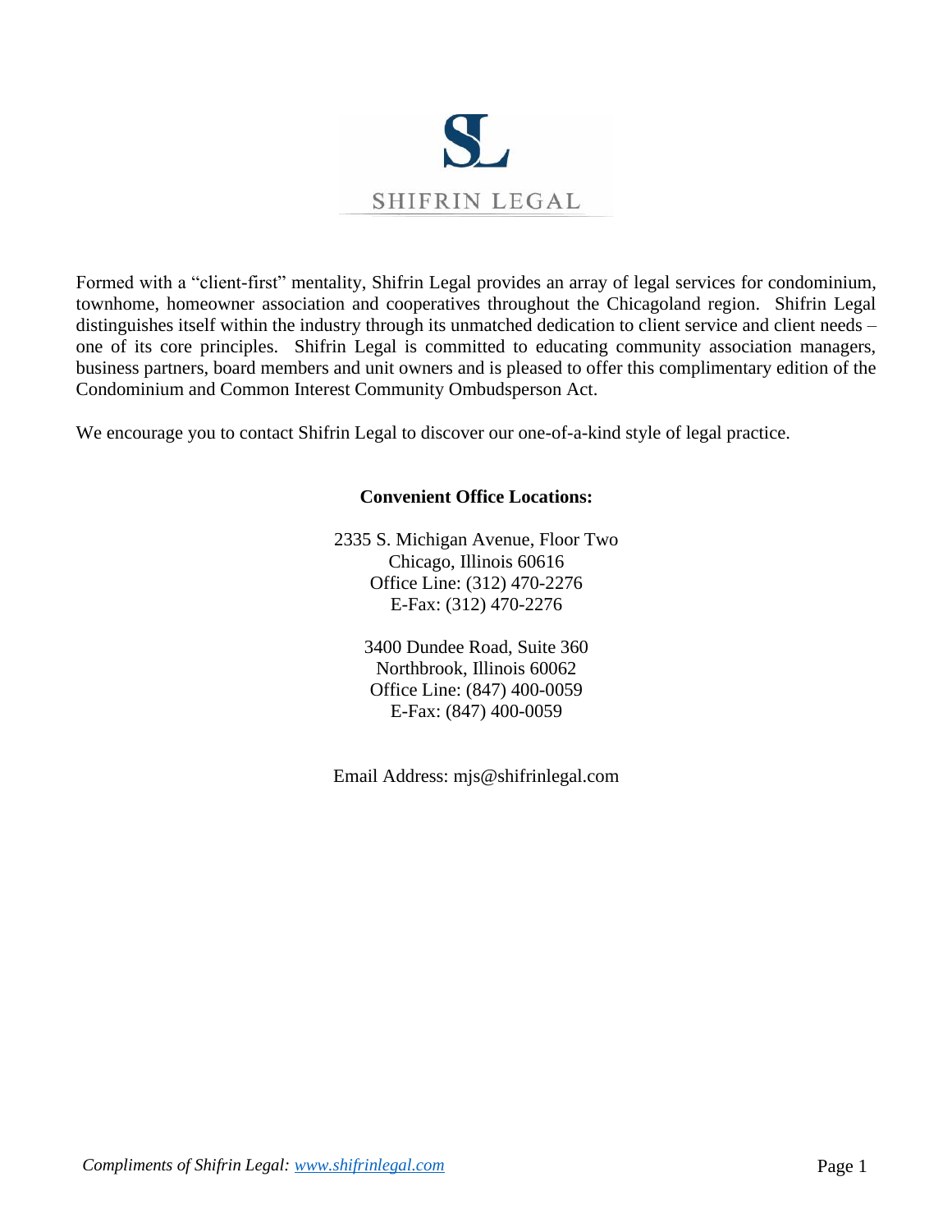# SL

## SHIFRIN LEGAL

Formed with a "client-first" mentality, Shifrin Legal provides an array of legal services for condominium, townhome, homeowner association and cooperatives throughout the Chicagoland region. Shifrin Legal distinguishes itself within the industry through its unmatched dedication to client service and client needs – one of its core principles. Shifrin Legal is committed to educating community association managers, business partners, board members and unit owners and is pleased to offer this complimentary edition of the Condominium and Common Interest Community Ombudsperson Act.

We encourage you to contact Shifrin Legal to discover our one-of-a-kind style of legal practice.

**Convenient Office Locations:**

2335 S. Michigan Avenue, Floor Two
Chicago, Illinois 60616
Office Line: (312) 470-2276
E-Fax: (312) 470-2276

3400 Dundee Road, Suite 360
Northbrook, Illinois 60062
Office Line: (847) 400-0059
E-Fax: (847) 400-0059

Email Address: mjs@shifrinlegal.com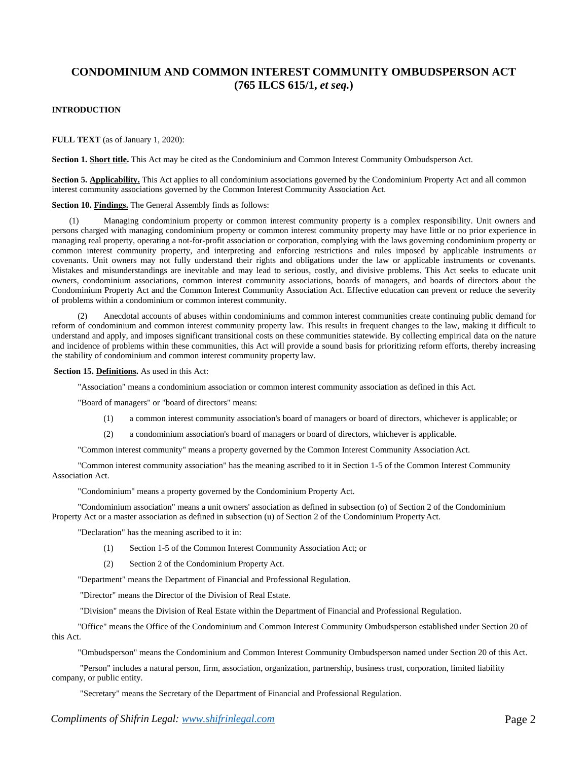# CONDOMINIUM AND COMMON INTEREST COMMUNITY OMBUDSPERSON ACT (765 ILCS 615/1, *et seq.*)

**INTRODUCTION**

**FULL TEXT** (as of January 1, 2020):

**Section 1. Short title.** This Act may be cited as the Condominium and Common Interest Community Ombudsperson Act.

**Section 5. Applicability.** This Act applies to all condominium associations governed by the Condominium Property Act and all common interest community associations governed by the Common Interest Community Association Act.

**Section 10. Findings.** The General Assembly finds as follows:

(1) Managing condominium property or common interest community property is a complex responsibility. Unit owners and persons charged with managing condominium property or common interest community property may have little or no prior experience in managing real property, operating a not-for-profit association or corporation, complying with the laws governing condominium property or common interest community property, and interpreting and enforcing restrictions and rules imposed by applicable instruments or covenants. Unit owners may not fully understand their rights and obligations under the law or applicable instruments or covenants. Mistakes and misunderstandings are inevitable and may lead to serious, costly, and divisive problems. This Act seeks to educate unit owners, condominium associations, common interest community associations, boards of managers, and boards of directors about the Condominium Property Act and the Common Interest Community Association Act. Effective education can prevent or reduce the severity of problems within a condominium or common interest community.

(2) Anecdotal accounts of abuses within condominiums and common interest communities create continuing public demand for reform of condominium and common interest community property law. This results in frequent changes to the law, making it difficult to understand and apply, and imposes significant transitional costs on these communities statewide. By collecting empirical data on the nature and incidence of problems within these communities, this Act will provide a sound basis for prioritizing reform efforts, thereby increasing the stability of condominium and common interest community property law.

**Section 15. Definitions.** As used in this Act:

"Association" means a condominium association or common interest community association as defined in this Act.

"Board of managers" or "board of directors" means:

(1) a common interest community association's board of managers or board of directors, whichever is applicable; or

(2) a condominium association's board of managers or board of directors, whichever is applicable.

"Common interest community" means a property governed by the Common Interest Community Association Act.

"Common interest community association" has the meaning ascribed to it in Section 1-5 of the Common Interest Community Association Act.

"Condominium" means a property governed by the Condominium Property Act.

"Condominium association" means a unit owners' association as defined in subsection (o) of Section 2 of the Condominium Property Act or a master association as defined in subsection (u) of Section 2 of the Condominium Property Act.

"Declaration" has the meaning ascribed to it in:

(1) Section 1-5 of the Common Interest Community Association Act; or

(2) Section 2 of the Condominium Property Act.

"Department" means the Department of Financial and Professional Regulation.

"Director" means the Director of the Division of Real Estate.

"Division" means the Division of Real Estate within the Department of Financial and Professional Regulation.

"Office" means the Office of the Condominium and Common Interest Community Ombudsperson established under Section 20 of this Act.

"Ombudsperson" means the Condominium and Common Interest Community Ombudsperson named under Section 20 of this Act.

"Person" includes a natural person, firm, association, organization, partnership, business trust, corporation, limited liability company, or public entity.

"Secretary" means the Secretary of the Department of Financial and Professional Regulation.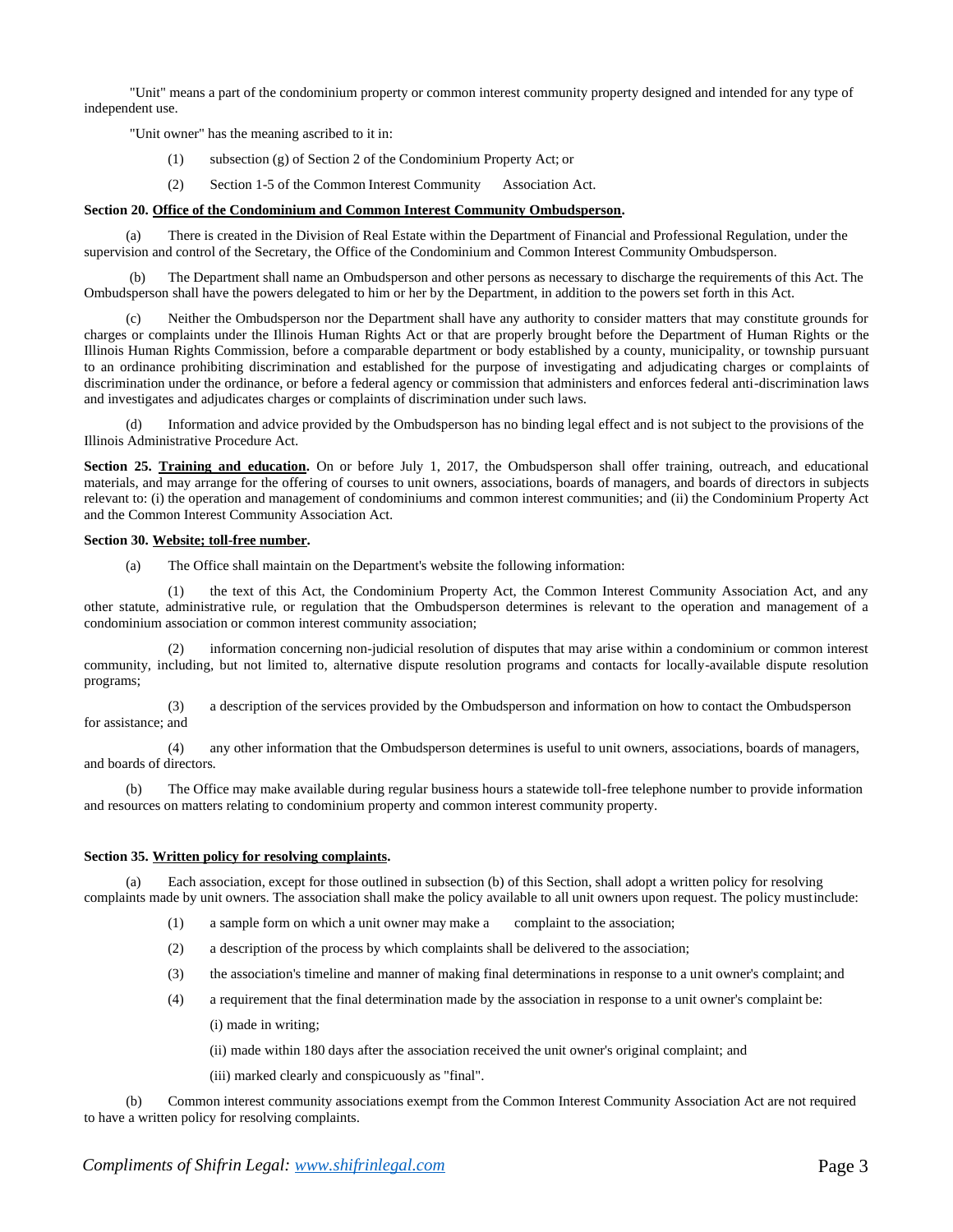"Unit" means a part of the condominium property or common interest community property designed and intended for any type of independent use.

"Unit owner" has the meaning ascribed to it in:

(1) subsection (g) of Section 2 of the Condominium Property Act; or

(2) Section 1-5 of the Common Interest Community Association Act.

**Section 20. <u>Office of the Condominium and Common Interest Community Ombudsperson</u>.**

(a) There is created in the Division of Real Estate within the Department of Financial and Professional Regulation, under the supervision and control of the Secretary, the Office of the Condominium and Common Interest Community Ombudsperson.

(b) The Department shall name an Ombudsperson and other persons as necessary to discharge the requirements of this Act. The Ombudsperson shall have the powers delegated to him or her by the Department, in addition to the powers set forth in this Act.

(c) Neither the Ombudsperson nor the Department shall have any authority to consider matters that may constitute grounds for charges or complaints under the Illinois Human Rights Act or that are properly brought before the Department of Human Rights or the Illinois Human Rights Commission, before a comparable department or body established by a county, municipality, or township pursuant to an ordinance prohibiting discrimination and established for the purpose of investigating and adjudicating charges or complaints of discrimination under the ordinance, or before a federal agency or commission that administers and enforces federal anti-discrimination laws and investigates and adjudicates charges or complaints of discrimination under such laws.

(d) Information and advice provided by the Ombudsperson has no binding legal effect and is not subject to the provisions of the Illinois Administrative Procedure Act.

**Section 25. <u>Training and education</u>.** On or before July 1, 2017, the Ombudsperson shall offer training, outreach, and educational materials, and may arrange for the offering of courses to unit owners, associations, boards of managers, and boards of directors in subjects relevant to: (i) the operation and management of condominiums and common interest communities; and (ii) the Condominium Property Act and the Common Interest Community Association Act.

**Section 30. <u>Website; toll-free number</u>.**

(a) The Office shall maintain on the Department's website the following information:

(1) the text of this Act, the Condominium Property Act, the Common Interest Community Association Act, and any other statute, administrative rule, or regulation that the Ombudsperson determines is relevant to the operation and management of a condominium association or common interest community association;

(2) information concerning non-judicial resolution of disputes that may arise within a condominium or common interest community, including, but not limited to, alternative dispute resolution programs and contacts for locally-available dispute resolution programs;

(3) a description of the services provided by the Ombudsperson and information on how to contact the Ombudsperson for assistance; and

(4) any other information that the Ombudsperson determines is useful to unit owners, associations, boards of managers, and boards of directors.

(b) The Office may make available during regular business hours a statewide toll-free telephone number to provide information and resources on matters relating to condominium property and common interest community property.

**Section 35. <u>Written policy for resolving complaints</u>.**

(a) Each association, except for those outlined in subsection (b) of this Section, shall adopt a written policy for resolving complaints made by unit owners. The association shall make the policy available to all unit owners upon request. The policy must include:

(1) a sample form on which a unit owner may make a complaint to the association;

(2) a description of the process by which complaints shall be delivered to the association;

(3) the association's timeline and manner of making final determinations in response to a unit owner's complaint; and

(4) a requirement that the final determination made by the association in response to a unit owner's complaint be:

(i) made in writing;

(ii) made within 180 days after the association received the unit owner's original complaint; and

(iii) marked clearly and conspicuously as "final".

(b) Common interest community associations exempt from the Common Interest Community Association Act are not required to have a written policy for resolving complaints.

*Compliments of Shifrin Legal: [www.shifrinlegal.com](http://www.shifrinlegal.com)*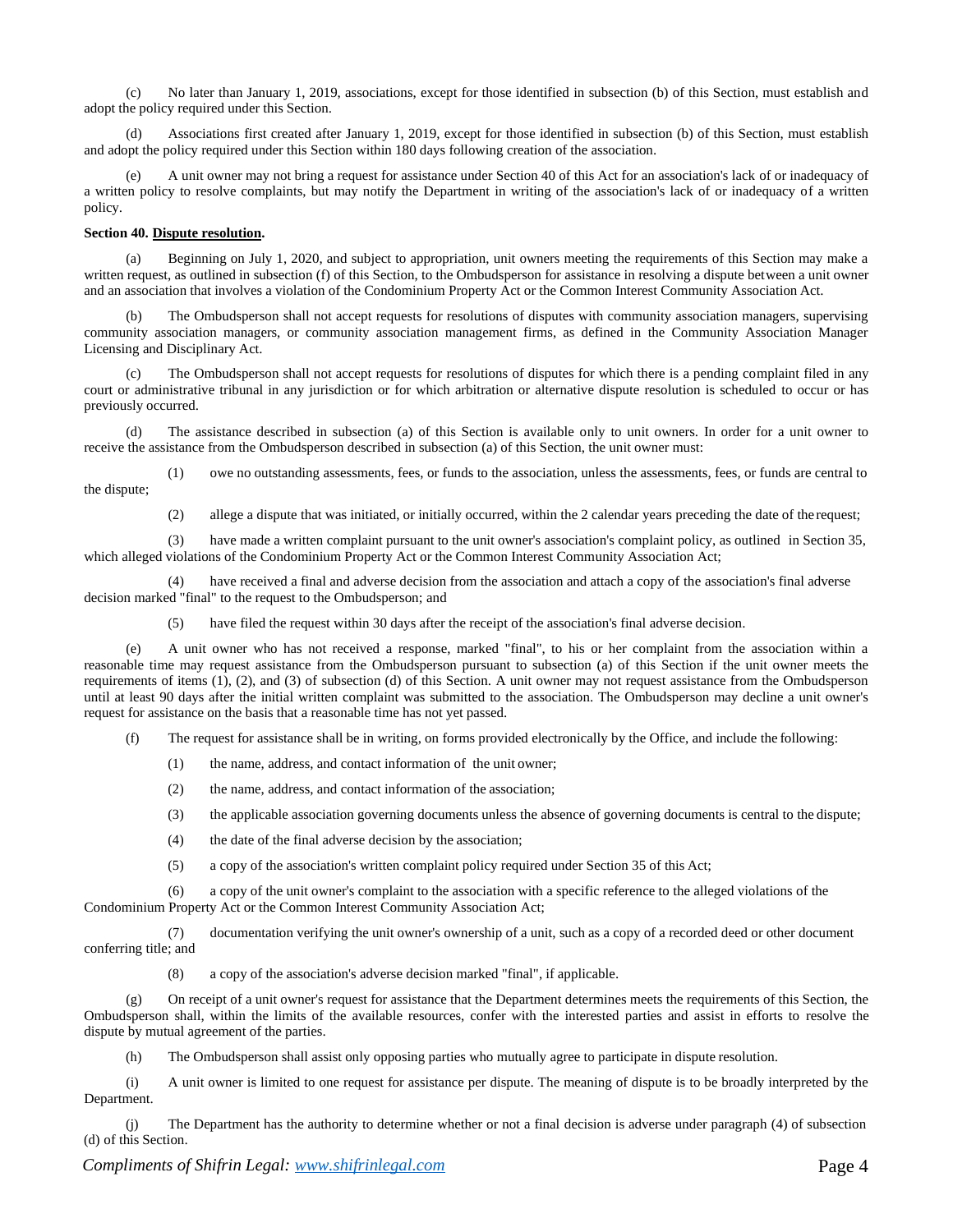(c) No later than January 1, 2019, associations, except for those identified in subsection (b) of this Section, must establish and adopt the policy required under this Section.

(d) Associations first created after January 1, 2019, except for those identified in subsection (b) of this Section, must establish and adopt the policy required under this Section within 180 days following creation of the association.

(e) A unit owner may not bring a request for assistance under Section 40 of this Act for an association's lack of or inadequacy of a written policy to resolve complaints, but may notify the Department in writing of the association's lack of or inadequacy of a written policy.

**Section 40. <u>Dispute resolution</u>.**

(a) Beginning on July 1, 2020, and subject to appropriation, unit owners meeting the requirements of this Section may make a written request, as outlined in subsection (f) of this Section, to the Ombudsperson for assistance in resolving a dispute between a unit owner and an association that involves a violation of the Condominium Property Act or the Common Interest Community Association Act.

(b) The Ombudsperson shall not accept requests for resolutions of disputes with community association managers, supervising community association managers, or community association management firms, as defined in the Community Association Manager Licensing and Disciplinary Act.

(c) The Ombudsperson shall not accept requests for resolutions of disputes for which there is a pending complaint filed in any court or administrative tribunal in any jurisdiction or for which arbitration or alternative dispute resolution is scheduled to occur or has previously occurred.

(d) The assistance described in subsection (a) of this Section is available only to unit owners. In order for a unit owner to receive the assistance from the Ombudsperson described in subsection (a) of this Section, the unit owner must:

(1) owe no outstanding assessments, fees, or funds to the association, unless the assessments, fees, or funds are central to the dispute;

(2) allege a dispute that was initiated, or initially occurred, within the 2 calendar years preceding the date of the request;

(3) have made a written complaint pursuant to the unit owner's association's complaint policy, as outlined in Section 35, which alleged violations of the Condominium Property Act or the Common Interest Community Association Act;

(4) have received a final and adverse decision from the association and attach a copy of the association's final adverse decision marked "final" to the request to the Ombudsperson; and

(5) have filed the request within 30 days after the receipt of the association's final adverse decision.

(e) A unit owner who has not received a response, marked "final", to his or her complaint from the association within a reasonable time may request assistance from the Ombudsperson pursuant to subsection (a) of this Section if the unit owner meets the requirements of items (1), (2), and (3) of subsection (d) of this Section. A unit owner may not request assistance from the Ombudsperson until at least 90 days after the initial written complaint was submitted to the association. The Ombudsperson may decline a unit owner's request for assistance on the basis that a reasonable time has not yet passed.

(f) The request for assistance shall be in writing, on forms provided electronically by the Office, and include the following:

(1) the name, address, and contact information of the unit owner;

(2) the name, address, and contact information of the association;

(3) the applicable association governing documents unless the absence of governing documents is central to the dispute;

(4) the date of the final adverse decision by the association;

(5) a copy of the association's written complaint policy required under Section 35 of this Act;

(6) a copy of the unit owner's complaint to the association with a specific reference to the alleged violations of the Condominium Property Act or the Common Interest Community Association Act;

(7) documentation verifying the unit owner's ownership of a unit, such as a copy of a recorded deed or other document conferring title; and

(8) a copy of the association's adverse decision marked "final", if applicable.

(g) On receipt of a unit owner's request for assistance that the Department determines meets the requirements of this Section, the Ombudsperson shall, within the limits of the available resources, confer with the interested parties and assist in efforts to resolve the dispute by mutual agreement of the parties.

(h) The Ombudsperson shall assist only opposing parties who mutually agree to participate in dispute resolution.

(i) A unit owner is limited to one request for assistance per dispute. The meaning of dispute is to be broadly interpreted by the Department.

(j) The Department has the authority to determine whether or not a final decision is adverse under paragraph (4) of subsection (d) of this Section.

*Compliments of Shifrin Legal: [www.shifrinlegal.com](http://www.shifrinlegal.com)*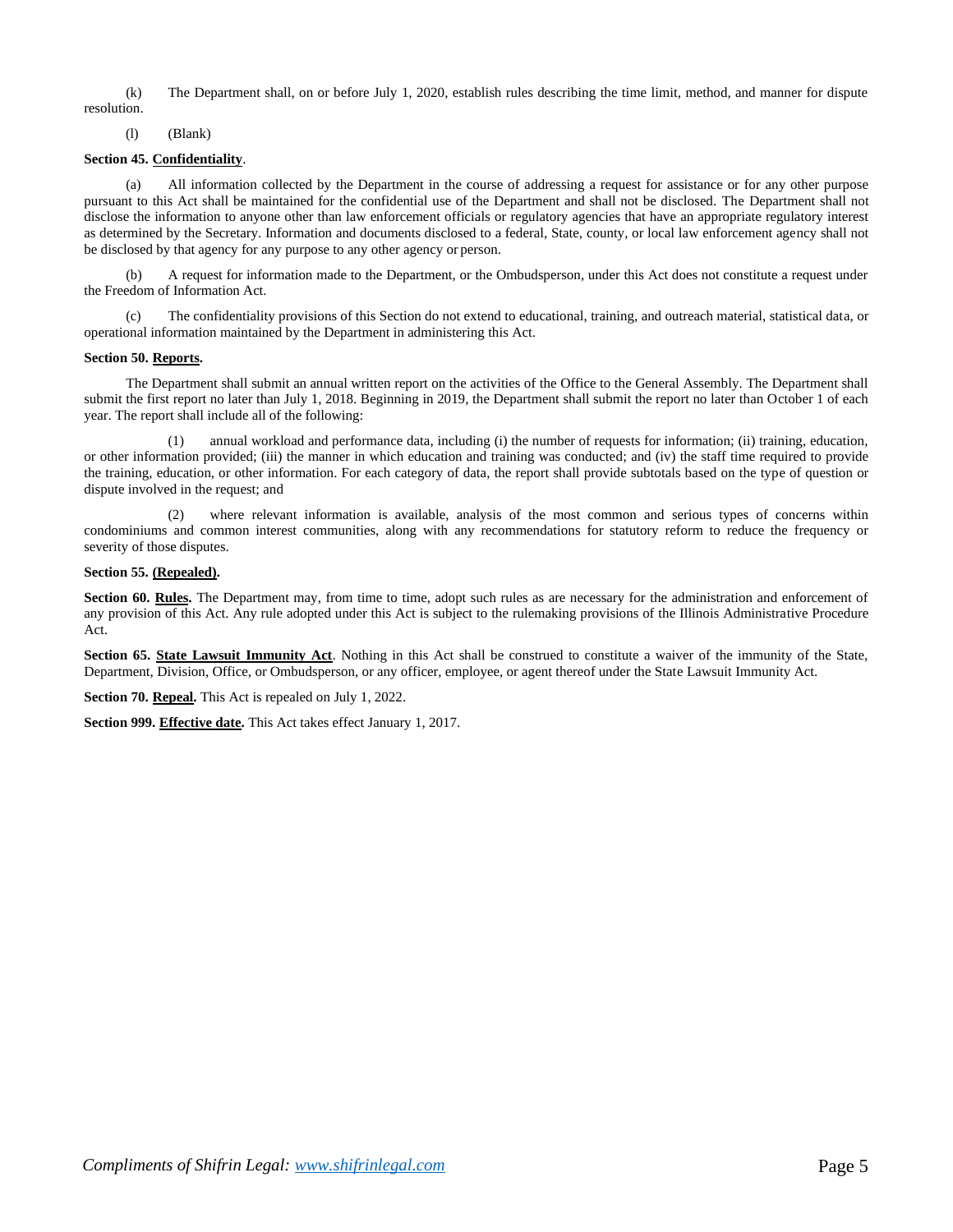(k) The Department shall, on or before July 1, 2020, establish rules describing the time limit, method, and manner for dispute resolution.

(l) (Blank)

**Section 45. Confidentiality**.

(a) All information collected by the Department in the course of addressing a request for assistance or for any other purpose pursuant to this Act shall be maintained for the confidential use of the Department and shall not be disclosed. The Department shall not disclose the information to anyone other than law enforcement officials or regulatory agencies that have an appropriate regulatory interest as determined by the Secretary. Information and documents disclosed to a federal, State, county, or local law enforcement agency shall not be disclosed by that agency for any purpose to any other agency or person.

(b) A request for information made to the Department, or the Ombudsperson, under this Act does not constitute a request under the Freedom of Information Act.

(c) The confidentiality provisions of this Section do not extend to educational, training, and outreach material, statistical data, or operational information maintained by the Department in administering this Act.

**Section 50. Reports.**

The Department shall submit an annual written report on the activities of the Office to the General Assembly. The Department shall submit the first report no later than July 1, 2018. Beginning in 2019, the Department shall submit the report no later than October 1 of each year. The report shall include all of the following:

(1) annual workload and performance data, including (i) the number of requests for information; (ii) training, education, or other information provided; (iii) the manner in which education and training was conducted; and (iv) the staff time required to provide the training, education, or other information. For each category of data, the report shall provide subtotals based on the type of question or dispute involved in the request; and

(2) where relevant information is available, analysis of the most common and serious types of concerns within condominiums and common interest communities, along with any recommendations for statutory reform to reduce the frequency or severity of those disputes.

**Section 55. (Repealed).**

**Section 60. Rules.** The Department may, from time to time, adopt such rules as are necessary for the administration and enforcement of any provision of this Act. Any rule adopted under this Act is subject to the rulemaking provisions of the Illinois Administrative Procedure Act.

**Section 65. State Lawsuit Immunity Act**. Nothing in this Act shall be construed to constitute a waiver of the immunity of the State, Department, Division, Office, or Ombudsperson, or any officer, employee, or agent thereof under the State Lawsuit Immunity Act.

**Section 70. Repeal.** This Act is repealed on July 1, 2022.

**Section 999. Effective date.** This Act takes effect January 1, 2017.

*Compliments of Shifrin Legal: www.shifrinlegal.com*